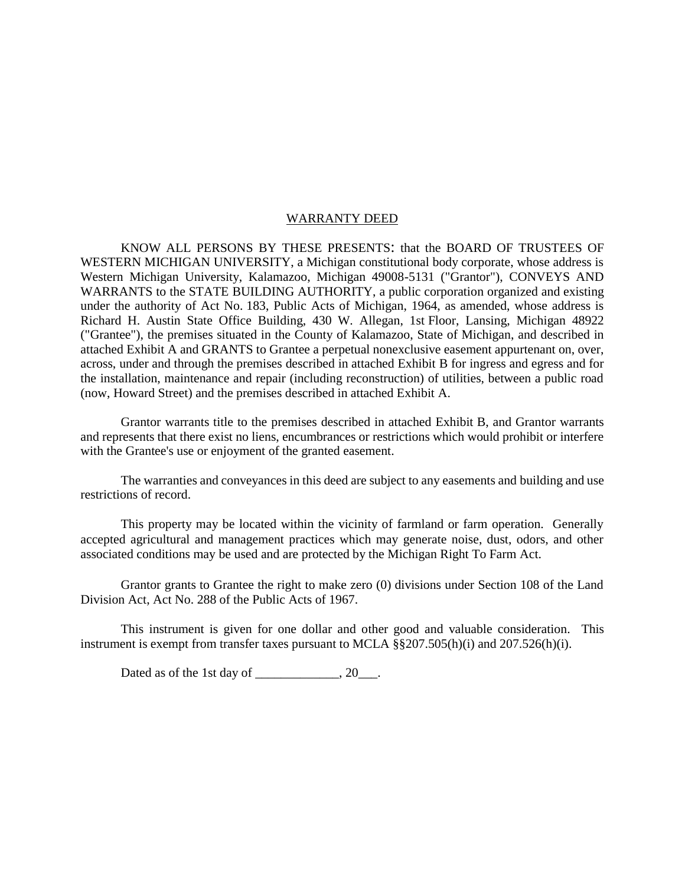# WARRANTY DEED

KNOW ALL PERSONS BY THESE PRESENTS: that the BOARD OF TRUSTEES OF WESTERN MICHIGAN UNIVERSITY, a Michigan constitutional body corporate, whose address is Western Michigan University, Kalamazoo, Michigan 49008-5131 ("Grantor"), CONVEYS AND WARRANTS to the STATE BUILDING AUTHORITY, a public corporation organized and existing under the authority of Act No. 183, Public Acts of Michigan, 1964, as amended, whose address is Richard H. Austin State Office Building, 430 W. Allegan, 1st Floor, Lansing, Michigan 48922 ("Grantee"), the premises situated in the County of Kalamazoo, State of Michigan, and described in attached Exhibit A and GRANTS to Grantee a perpetual nonexclusive easement appurtenant on, over, across, under and through the premises described in attached Exhibit B for ingress and egress and for the installation, maintenance and repair (including reconstruction) of utilities, between a public road (now, Howard Street) and the premises described in attached Exhibit A.

Grantor warrants title to the premises described in attached Exhibit B, and Grantor warrants and represents that there exist no liens, encumbrances or restrictions which would prohibit or interfere with the Grantee's use or enjoyment of the granted easement.

The warranties and conveyances in this deed are subject to any easements and building and use restrictions of record.

This property may be located within the vicinity of farmland or farm operation. Generally accepted agricultural and management practices which may generate noise, dust, odors, and other associated conditions may be used and are protected by the Michigan Right To Farm Act.

Grantor grants to Grantee the right to make zero (0) divisions under Section 108 of the Land Division Act, Act No. 288 of the Public Acts of 1967.

This instrument is given for one dollar and other good and valuable consideration. This instrument is exempt from transfer taxes pursuant to MCLA §§207.505(h)(i) and 207.526(h)(i).

Dated as of the 1st day of _____________, 20___.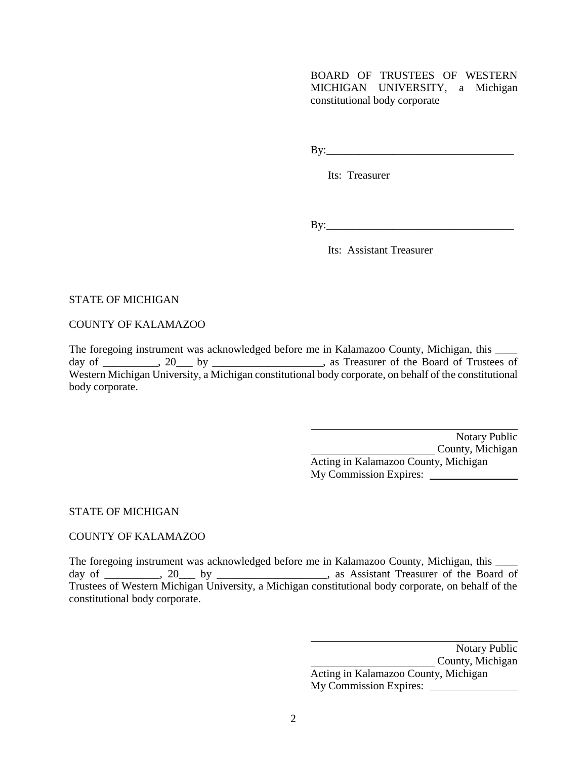BOARD OF TRUSTEES OF WESTERN MICHIGAN UNIVERSITY, a Michigan constitutional body corporate

By:_________________________________

Its: Treasurer

By:_________________________________

Its: Assistant Treasurer

STATE OF MICHIGAN

COUNTY OF KALAMAZOO

The foregoing instrument was acknowledged before me in Kalamazoo County, Michigan, this ____ day of __________, 20___ by ____________________, as Treasurer of the Board of Trustees of Western Michigan University, a Michigan constitutional body corporate, on behalf of the constitutional body corporate.

_________________________________
Notary Public
______________________ County, Michigan
Acting in Kalamazoo County, Michigan
My Commission Expires: ________________

STATE OF MICHIGAN

COUNTY OF KALAMAZOO

The foregoing instrument was acknowledged before me in Kalamazoo County, Michigan, this ____ day of __________, 20___ by ____________________, as Assistant Treasurer of the Board of Trustees of Western Michigan University, a Michigan constitutional body corporate, on behalf of the constitutional body corporate.

_________________________________
Notary Public
______________________ County, Michigan
Acting in Kalamazoo County, Michigan
My Commission Expires: ________________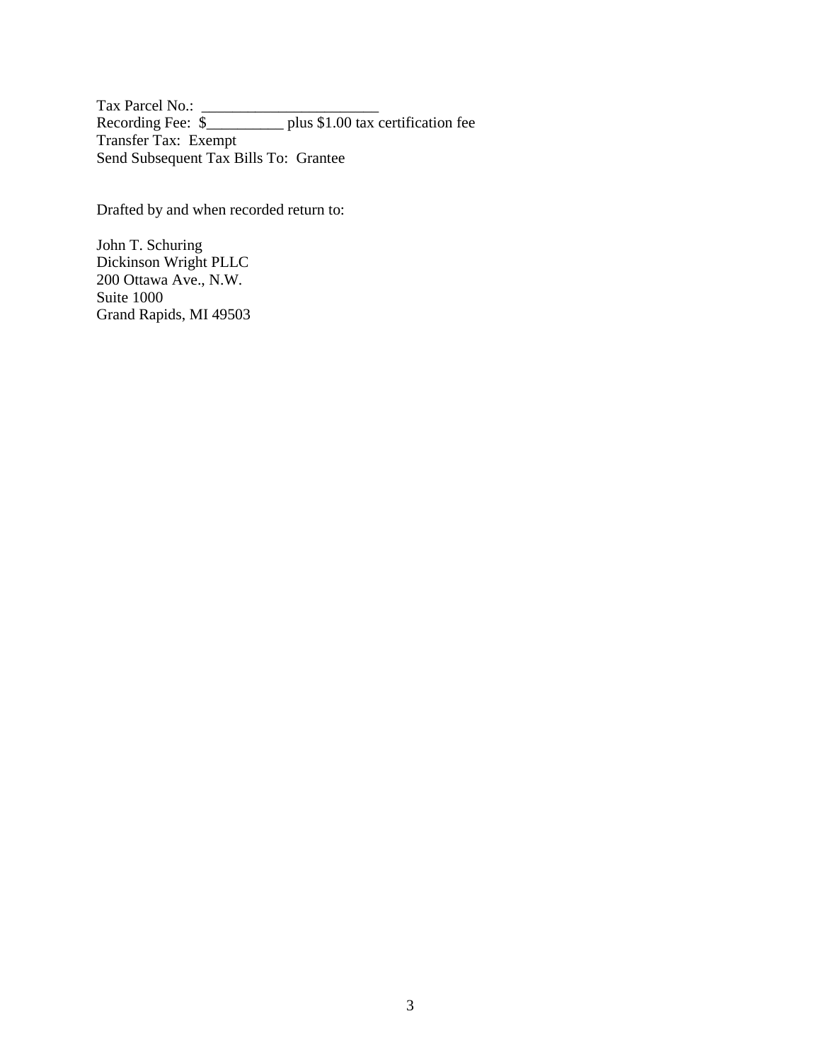Tax Parcel No.: ________________________
Recording Fee: $__________ plus $1.00 tax certification fee
Transfer Tax: Exempt
Send Subsequent Tax Bills To: Grantee

Drafted by and when recorded return to:

John T. Schuring
Dickinson Wright PLLC
200 Ottawa Ave., N.W.
Suite 1000
Grand Rapids, MI 49503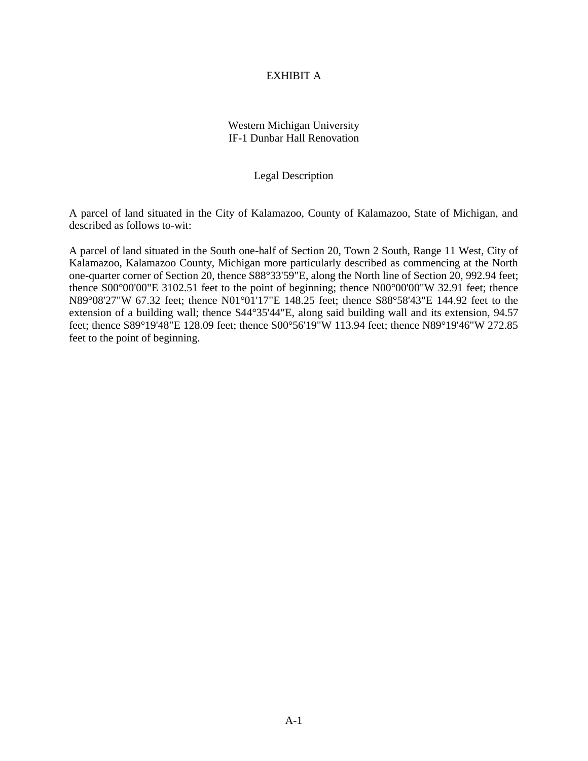# EXHIBIT A

## Western Michigan University
## IF-1 Dunbar Hall Renovation

### Legal Description

A parcel of land situated in the City of Kalamazoo, County of Kalamazoo, State of Michigan, and described as follows to-wit:

A parcel of land situated in the South one-half of Section 20, Town 2 South, Range 11 West, City of Kalamazoo, Kalamazoo County, Michigan more particularly described as commencing at the North one-quarter corner of Section 20, thence S88°33'59"E, along the North line of Section 20, 992.94 feet; thence S00°00'00"E 3102.51 feet to the point of beginning; thence N00°00'00"W 32.91 feet; thence N89°08'27"W 67.32 feet; thence N01°01'17"E 148.25 feet; thence S88°58'43"E 144.92 feet to the extension of a building wall; thence S44°35'44"E, along said building wall and its extension, 94.57 feet; thence S89°19'48"E 128.09 feet; thence S00°56'19"W 113.94 feet; thence N89°19'46"W 272.85 feet to the point of beginning.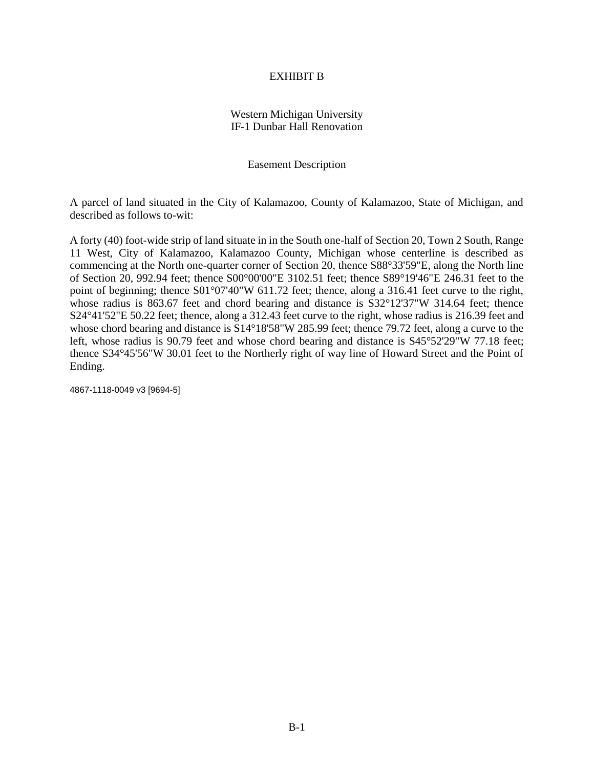# EXHIBIT B

## Western Michigan University
## IF-1 Dunbar Hall Renovation

### Easement Description

A parcel of land situated in the City of Kalamazoo, County of Kalamazoo, State of Michigan, and described as follows to-wit:

A forty (40) foot-wide strip of land situate in in the South one-half of Section 20, Town 2 South, Range 11 West, City of Kalamazoo, Kalamazoo County, Michigan whose centerline is described as commencing at the North one-quarter corner of Section 20, thence S88°33'59"E, along the North line of Section 20, 992.94 feet; thence S00°00'00"E 3102.51 feet; thence S89°19'46"E 246.31 feet to the point of beginning; thence S01°07'40"W 611.72 feet; thence, along a 316.41 feet curve to the right, whose radius is 863.67 feet and chord bearing and distance is S32°12'37"W 314.64 feet; thence S24°41'52"E 50.22 feet; thence, along a 312.43 feet curve to the right, whose radius is 216.39 feet and whose chord bearing and distance is S14°18'58"W 285.99 feet; thence 79.72 feet, along a curve to the left, whose radius is 90.79 feet and whose chord bearing and distance is S45°52'29"W 77.18 feet; thence S34°45'56"W 30.01 feet to the Northerly right of way line of Howard Street and the Point of Ending.

4867-1118-0049 v3 [9694-5]